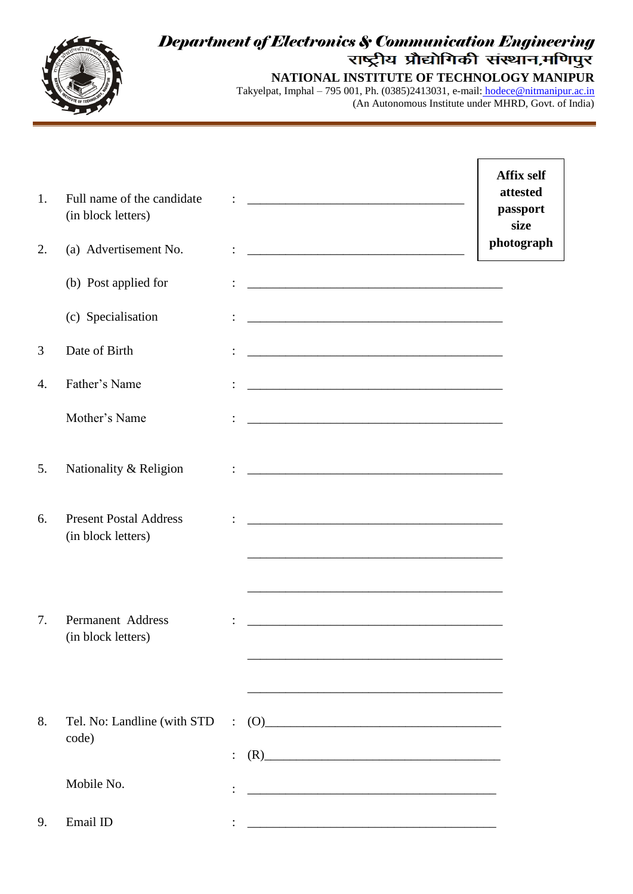***Department of Electronics & Communication Engineering***

**राष्ट्रीय प्रौद्योगिकी संस्थान,मणिपुर**

**NATIONAL INSTITUTE OF TECHNOLOGY MANIPUR**

Takyelpat, Imphal – 795 001, Ph. (0385)2413031, e-mail: hodece@nitmanipur.ac.in

(An Autonomous Institute under MHRD, Govt. of India)

---

**Affix self attested passport size photograph**

1. Full name of the candidate (in block letters) : ________________________________

2. (a) Advertisement No. : ________________________________

   (b) Post applied for : ________________________________

   (c) Specialisation : ________________________________

3 Date of Birth : ________________________________

4. Father's Name : ________________________________

   Mother's Name : ________________________________

5. Nationality & Religion : ________________________________

6. Present Postal Address (in block letters) : ________________________________

   ________________________________

   ________________________________

7. Permanent Address (in block letters) : ________________________________

   ________________________________

   ________________________________

8. Tel. No: Landline (with STD code) : (O)________________________________

   : (R)________________________________

   Mobile No. : ________________________________

9. Email ID : ________________________________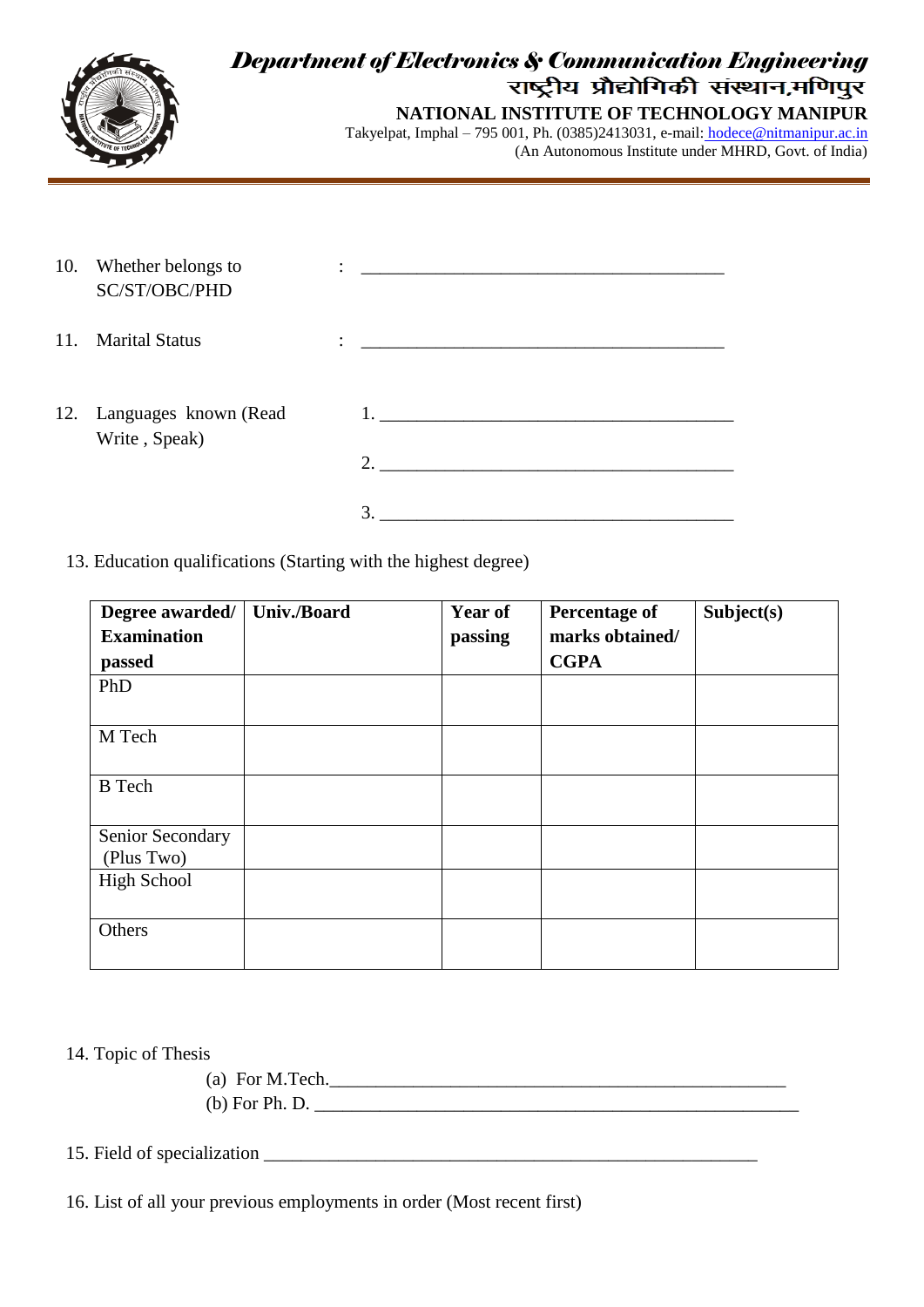10. Whether belongs to SC/ST/OBC/PHD : ________________________________________

11. Marital Status : ________________________________________

12. Languages known (Read Write , Speak)
    1. ________________________________________
    2. ________________________________________
    3. ________________________________________

13. Education qualifications (Starting with the highest degree)

| Degree awarded/ Examination passed | Univ./Board | Year of passing | Percentage of marks obtained/ CGPA | Subject(s) |
|---|---|---|---|---|
| PhD | | | | |
| M Tech | | | | |
| B Tech | | | | |
| Senior Secondary (Plus Two) | | | | |
| High School | | | | |
| Others | | | | |

14. Topic of Thesis
    (a) For M.Tech.__________________________________________________
    (b) For Ph. D. ______________________________________________________

15. Field of specialization ______________________________________________________

16. List of all your previous employments in order (Most recent first)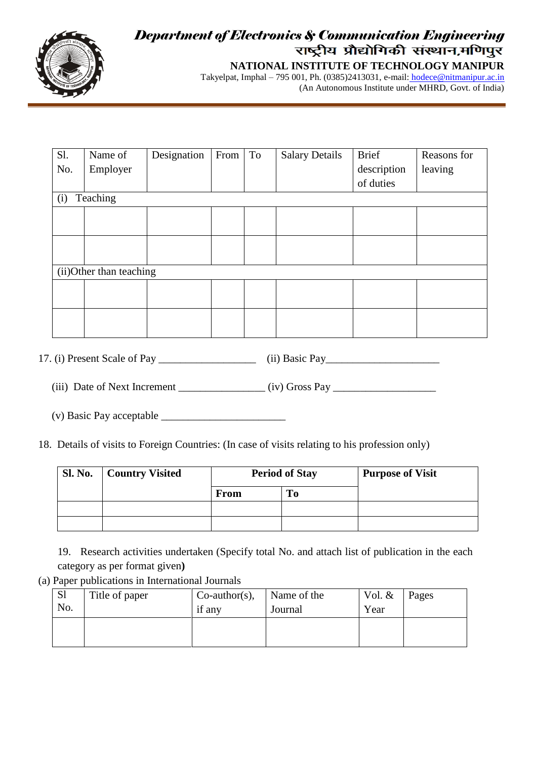| Sl. No. | Name of Employer | Designation | From | To | Salary Details | Brief description of duties | Reasons for leaving |
|---|---|---|---|---|---|---|---|
| (i) Teaching | | | | | | | |
| | | | | | | | |
| | | | | | | | |
| (ii)Other than teaching | | | | | | | |
| | | | | | | | |
| | | | | | | | |

17. (i) Present Scale of Pay __________________ (ii) Basic Pay_____________________

(iii) Date of Next Increment ________________ (iv) Gross Pay ___________________

(v) Basic Pay acceptable _______________________

18. Details of visits to Foreign Countries: (In case of visits relating to his profession only)

| **Sl. No.** | **Country Visited** | **Period of Stay** | | **Purpose of Visit** |
|---|---|---|---|---|
| | | **From** | **To** | |
| | | | | |
| | | | | |

19. Research activities undertaken (Specify total No. and attach list of publication in the each category as per format given**)**

(a) Paper publications in International Journals

| Sl No. | Title of paper | Co-author(s), if any | Name of the Journal | Vol. & Year | Pages |
|---|---|---|---|---|---|
| | | | | | |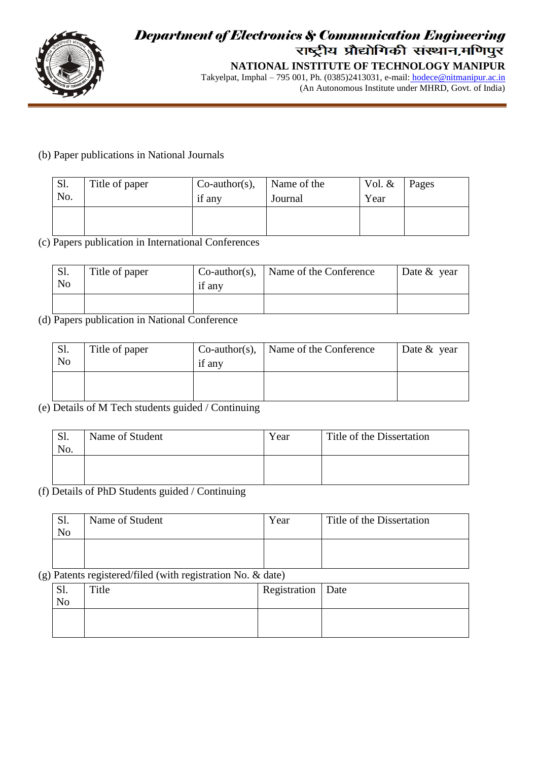(b) Paper publications in National Journals

| Sl. No. | Title of paper | Co-author(s), if any | Name of the Journal | Vol. & Year | Pages |
|---|---|---|---|---|---|
| | | | | | |

(c) Papers publication in International Conferences

| Sl. No | Title of paper | Co-author(s), if any | Name of the Conference | Date & year |
|---|---|---|---|---|
| | | | | |

(d) Papers publication in National Conference

| Sl. No | Title of paper | Co-author(s), if any | Name of the Conference | Date & year |
|---|---|---|---|---|
| | | | | |

(e) Details of M Tech students guided / Continuing

| Sl. No. | Name of Student | Year | Title of the Dissertation |
|---|---|---|---|
| | | | |

(f) Details of PhD Students guided / Continuing

| Sl. No | Name of Student | Year | Title of the Dissertation |
|---|---|---|---|
| | | | |

(g) Patents registered/filed (with registration No. & date)

| Sl. No | Title | Registration | Date |
|---|---|---|---|
| | | | |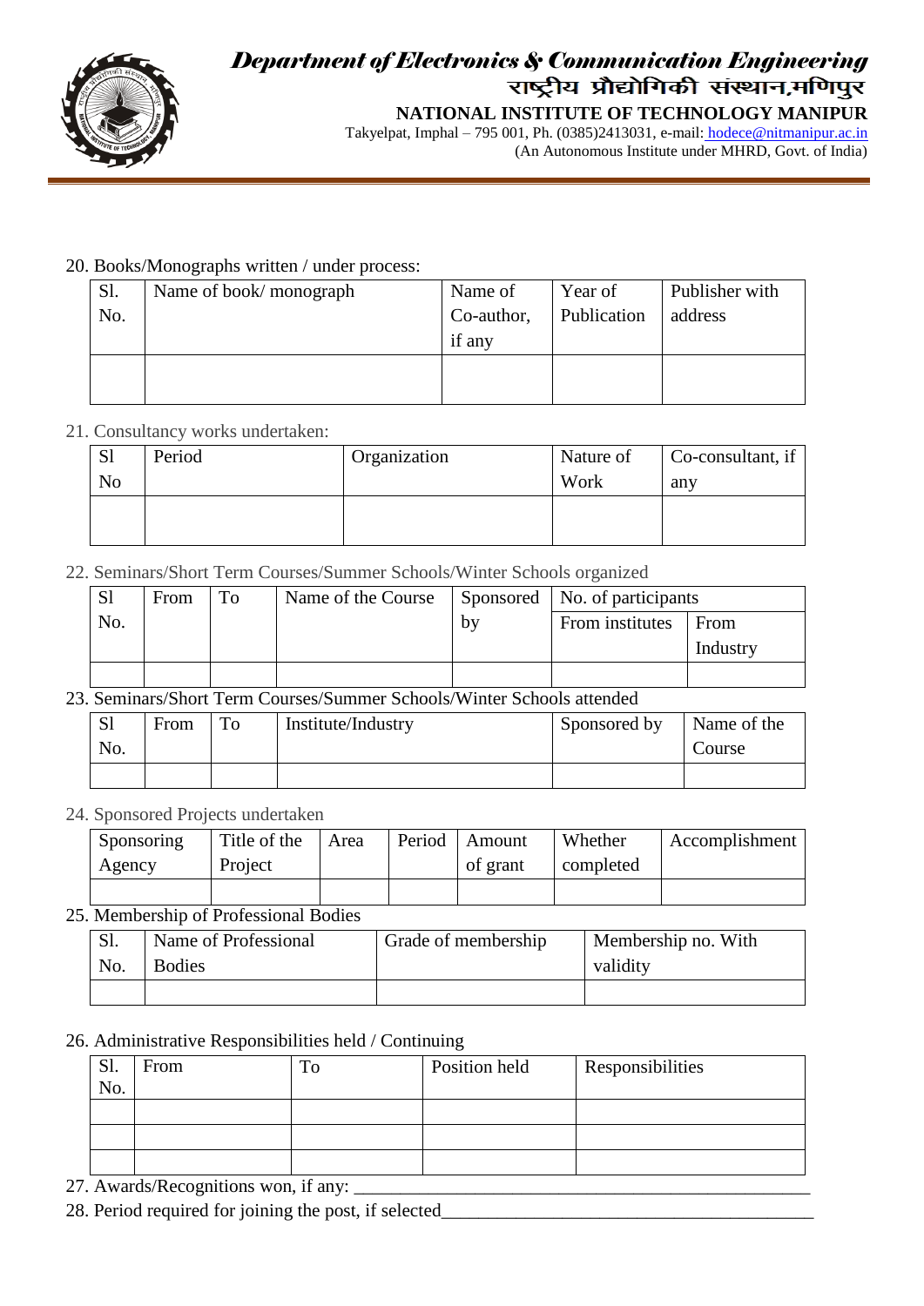20. Books/Monographs written / under process:

| Sl. No. | Name of book/ monograph | Name of Co-author, if any | Year of Publication | Publisher with address |
|---|---|---|---|---|
| | | | | |

21. Consultancy works undertaken:

| Sl No | Period | Organization | Nature of Work | Co-consultant, if any |
|---|---|---|---|---|
| | | | | |

22. Seminars/Short Term Courses/Summer Schools/Winter Schools organized

| Sl No. | From | To | Name of the Course | Sponsored by | No. of participants | |
|---|---|---|---|---|---|---|
| | | | | | From institutes | From Industry |
| | | | | | | |

23. Seminars/Short Term Courses/Summer Schools/Winter Schools attended

| Sl No. | From | To | Institute/Industry | Sponsored by | Name of the Course |
|---|---|---|---|---|---|
| | | | | | |

24. Sponsored Projects undertaken

| Sponsoring Agency | Title of the Project | Area | Period | Amount of grant | Whether completed | Accomplishment |
|---|---|---|---|---|---|---|
| | | | | | | |

25. Membership of Professional Bodies

| Sl. No. | Name of Professional Bodies | Grade of membership | Membership no. With validity |
|---|---|---|---|
| | | | |

26. Administrative Responsibilities held / Continuing

| Sl. No. | From | To | Position held | Responsibilities |
|---|---|---|---|---|
| | | | | |
| | | | | |
| | | | | |

27. Awards/Recognitions won, if any: ___________________________________________________

28. Period required for joining the post, if selected_______________________________________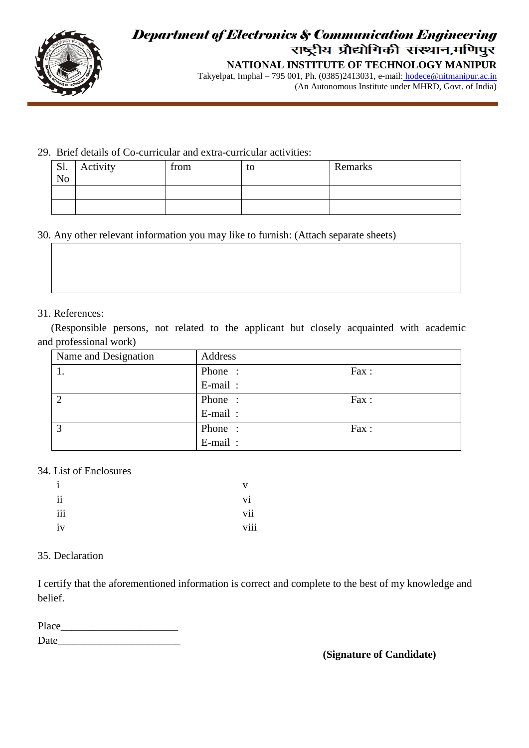29. Brief details of Co-curricular and extra-curricular activities:

| Sl. No | Activity | from | to | Remarks |
|---|---|---|---|---|
| | | | | |
| | | | | |

30. Any other relevant information you may like to furnish: (Attach separate sheets)

31. References:

(Responsible persons, not related to the applicant but closely acquainted with academic and professional work)

| Name and Designation | Address | |
|---|---|---|
| 1. | Phone : | Fax : |
| | E-mail : | |
| 2 | Phone : | Fax : |
| | E-mail : | |
| 3 | Phone : | Fax : |
| | E-mail : | |

34. List of Enclosures

| | |
|---|---|
| i | v |
| ii | vi |
| iii | vii |
| iv | viii |

35. Declaration

I certify that the aforementioned information is correct and complete to the best of my knowledge and belief.

Place______________________

Date_______________________

**(Signature of Candidate)**